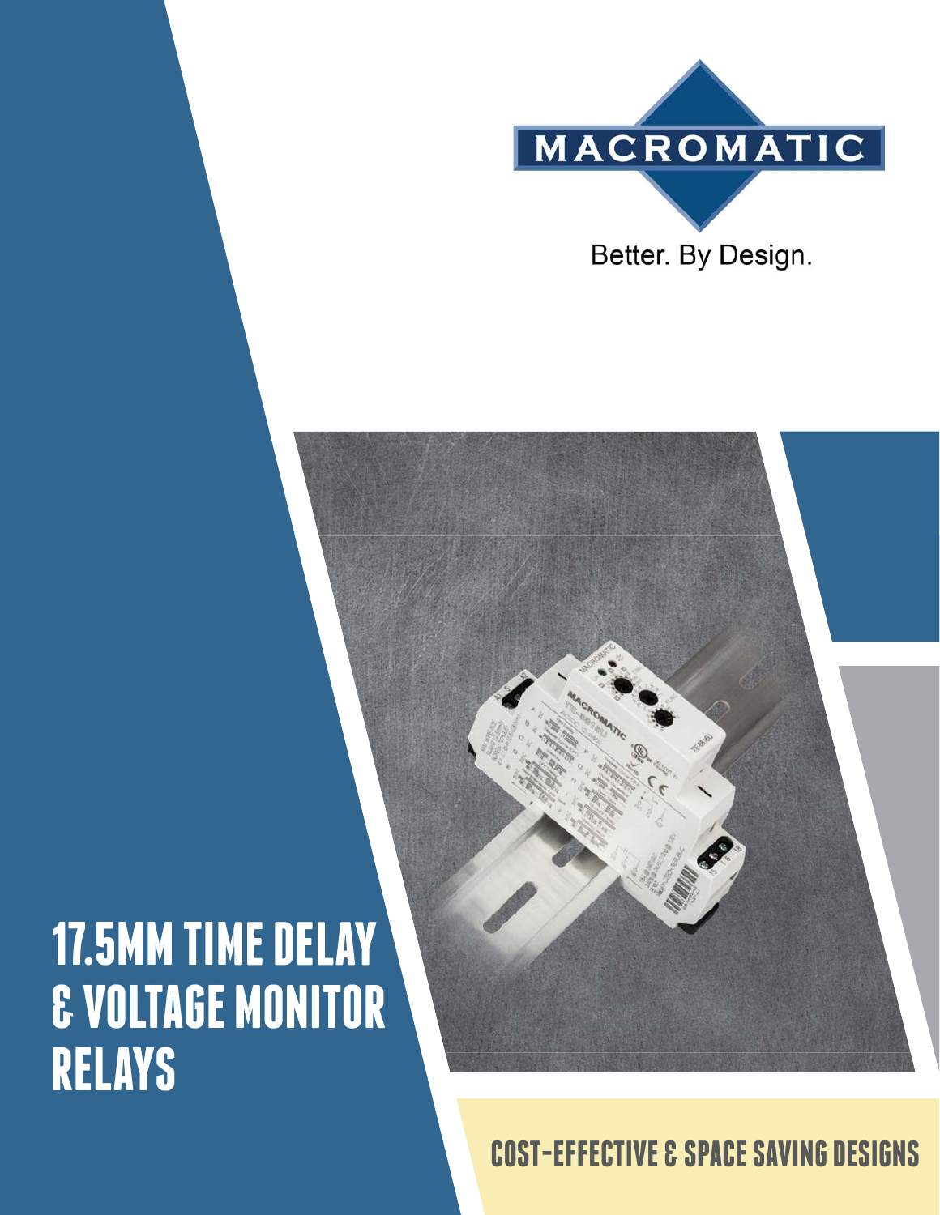MACROMATIC

Better. By Design.

# 17.5MM TIME DELAY & VOLTAGE MONITOR RELAYS

## COST-EFFECTIVE & SPACE SAVING DESIGNS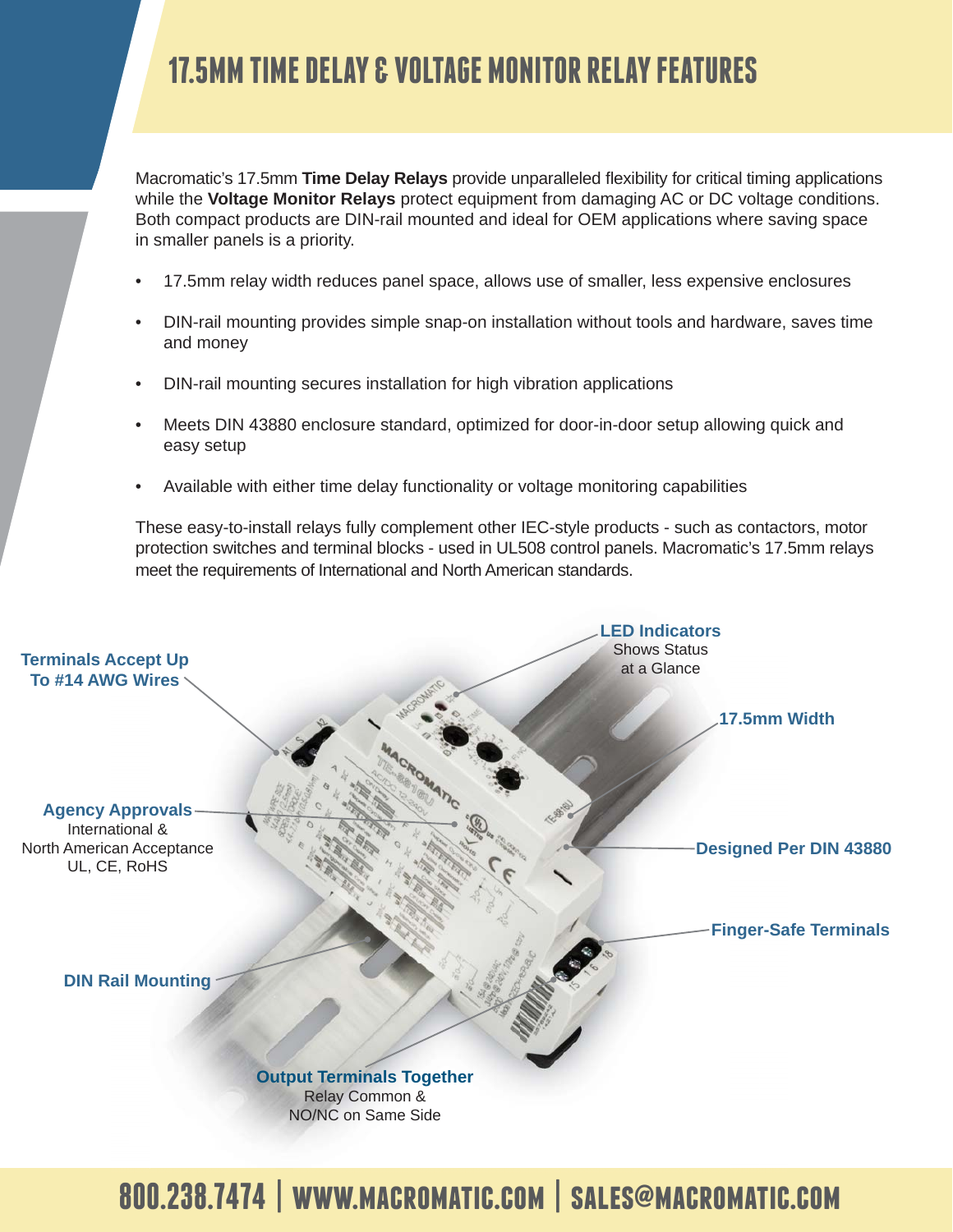# 17.5MM TIME DELAY & VOLTAGE MONITOR RELAY FEATURES

Macromatic's 17.5mm **Time Delay Relays** provide unparalleled flexibility for critical timing applications while the **Voltage Monitor Relays** protect equipment from damaging AC or DC voltage conditions. Both compact products are DIN-rail mounted and ideal for OEM applications where saving space in smaller panels is a priority.

- 17.5mm relay width reduces panel space, allows use of smaller, less expensive enclosures
- DIN-rail mounting provides simple snap-on installation without tools and hardware, saves time and money
- DIN-rail mounting secures installation for high vibration applications
- Meets DIN 43880 enclosure standard, optimized for door-in-door setup allowing quick and easy setup
- Available with either time delay functionality or voltage monitoring capabilities

These easy-to-install relays fully complement other IEC-style products - such as contactors, motor protection switches and terminal blocks - used in UL508 control panels. Macromatic's 17.5mm relays meet the requirements of International and North American standards.

**LED Indicators**
Shows Status at a Glance

**Terminals Accept Up To #14 AWG Wires**

**17.5mm Width**

**Agency Approvals**
International & North American Acceptance
UL, CE, RoHS

**Designed Per DIN 43880**

**Finger-Safe Terminals**

**DIN Rail Mounting**

**Output Terminals Together**
Relay Common & NO/NC on Same Side

800.238.7474 | WWW.MACROMATIC.COM | SALES@MACROMATIC.COM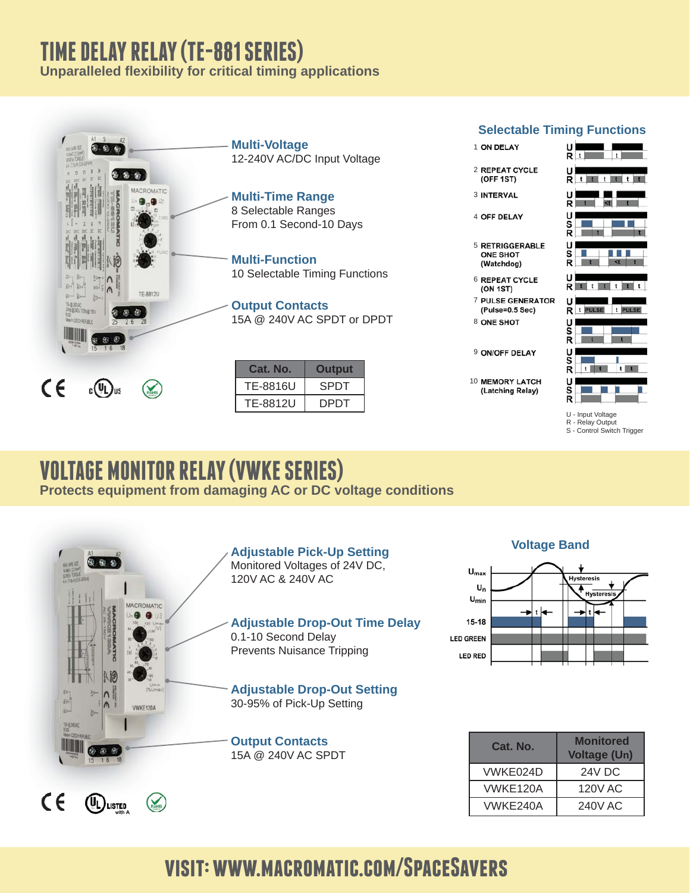# TIME DELAY RELAY (TE-881 SERIES)

**Unparalleled flexibility for critical timing applications**

### Multi-Voltage
12-240V AC/DC Input Voltage

### Multi-Time Range
8 Selectable Ranges
From 0.1 Second-10 Days

### Multi-Function
10 Selectable Timing Functions

### Output Contacts
15A @ 240V AC SPDT or DPDT

| Cat. No. | Output |
|---|---|
| TE-8816U | SPDT |
| TE-8812U | DPDT |

### Selectable Timing Functions

1. ON DELAY
2. REPEAT CYCLE (OFF 1ST)
3. INTERVAL
4. OFF DELAY
5. RETRIGGERABLE ONE SHOT (Watchdog)
6. REPEAT CYCLE (ON 1ST)
7. PULSE GENERATOR (Pulse=0.5 Sec)
8. ONE SHOT
9. ON/OFF DELAY
10. MEMORY LATCH (Latching Relay)

U - Input Voltage
R - Relay Output
S - Control Switch Trigger

# VOLTAGE MONITOR RELAY (VWKE SERIES)

**Protects equipment from damaging AC or DC voltage conditions**

### Adjustable Pick-Up Setting
Monitored Voltages of 24V DC, 120V AC & 240V AC

### Adjustable Drop-Out Time Delay
0.1-10 Second Delay
Prevents Nuisance Tripping

### Adjustable Drop-Out Setting
30-95% of Pick-Up Setting

### Output Contacts
15A @ 240V AC SPDT

### Voltage Band

| Cat. No. | Monitored Voltage (Un) |
|---|---|
| VWKE024D | 24V DC |
| VWKE120A | 120V AC |
| VWKE240A | 240V AC |

# VISIT: WWW.MACROMATIC.COM/SPACESAVERS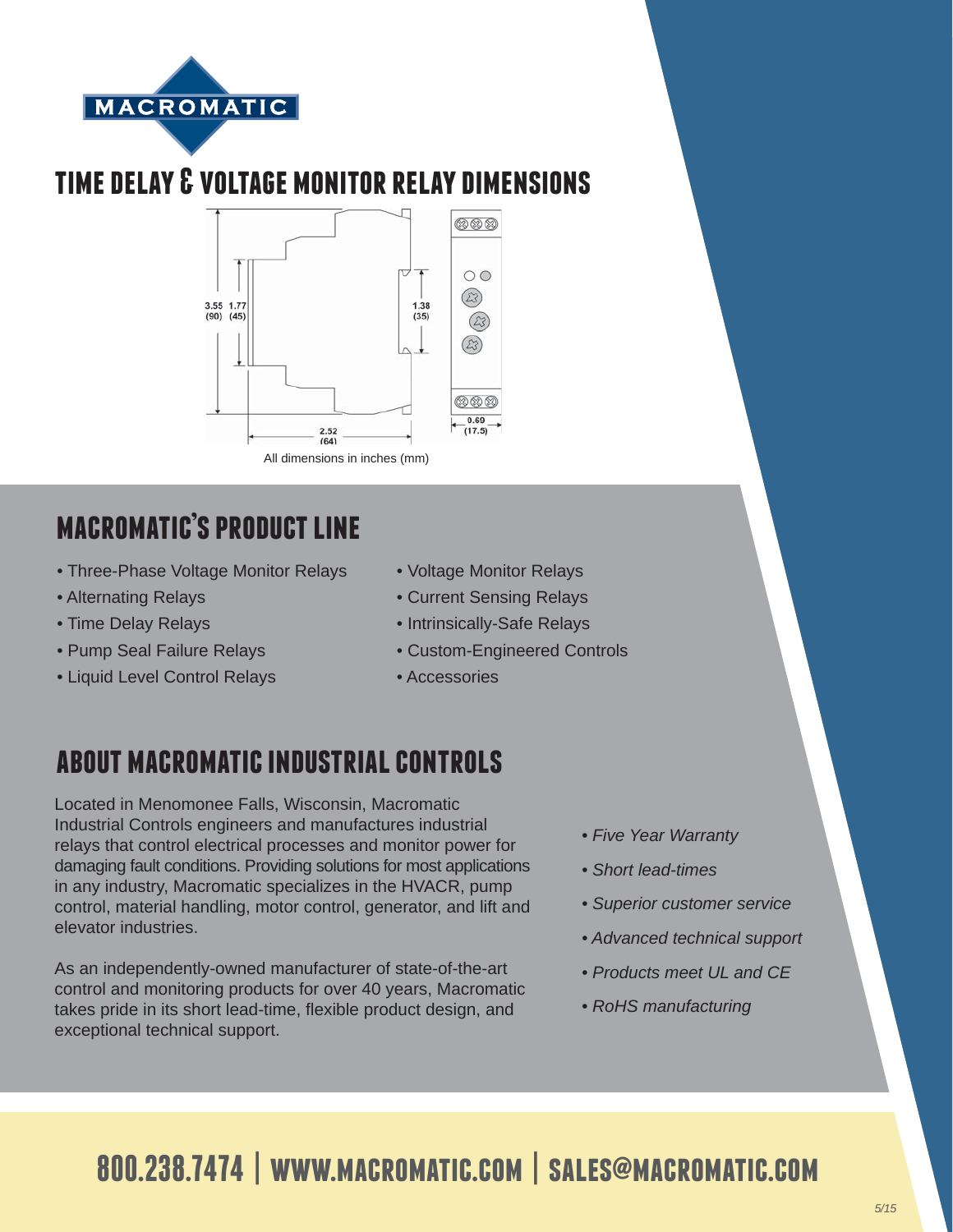MACROMATIC

# TIME DELAY & VOLTAGE MONITOR RELAY DIMENSIONS

3.55 (90)
1.77 (45)
1.38 (35)
2.52 (64)
0.69 (17.5)

All dimensions in inches (mm)

## MACROMATIC'S PRODUCT LINE

- Three-Phase Voltage Monitor Relays
- Alternating Relays
- Time Delay Relays
- Pump Seal Failure Relays
- Liquid Level Control Relays
- Voltage Monitor Relays
- Current Sensing Relays
- Intrinsically-Safe Relays
- Custom-Engineered Controls
- Accessories

## ABOUT MACROMATIC INDUSTRIAL CONTROLS

Located in Menomonee Falls, Wisconsin, Macromatic Industrial Controls engineers and manufactures industrial relays that control electrical processes and monitor power for damaging fault conditions. Providing solutions for most applications in any industry, Macromatic specializes in the HVACR, pump control, material handling, motor control, generator, and lift and elevator industries.

As an independently-owned manufacturer of state-of-the-art control and monitoring products for over 40 years, Macromatic takes pride in its short lead-time, flexible product design, and exceptional technical support.

- *Five Year Warranty*
- *Short lead-times*
- *Superior customer service*
- *Advanced technical support*
- *Products meet UL and CE*
- *RoHS manufacturing*

**800.238.7474 | WWW.MACROMATIC.COM | SALES@MACROMATIC.COM**

*5/15*